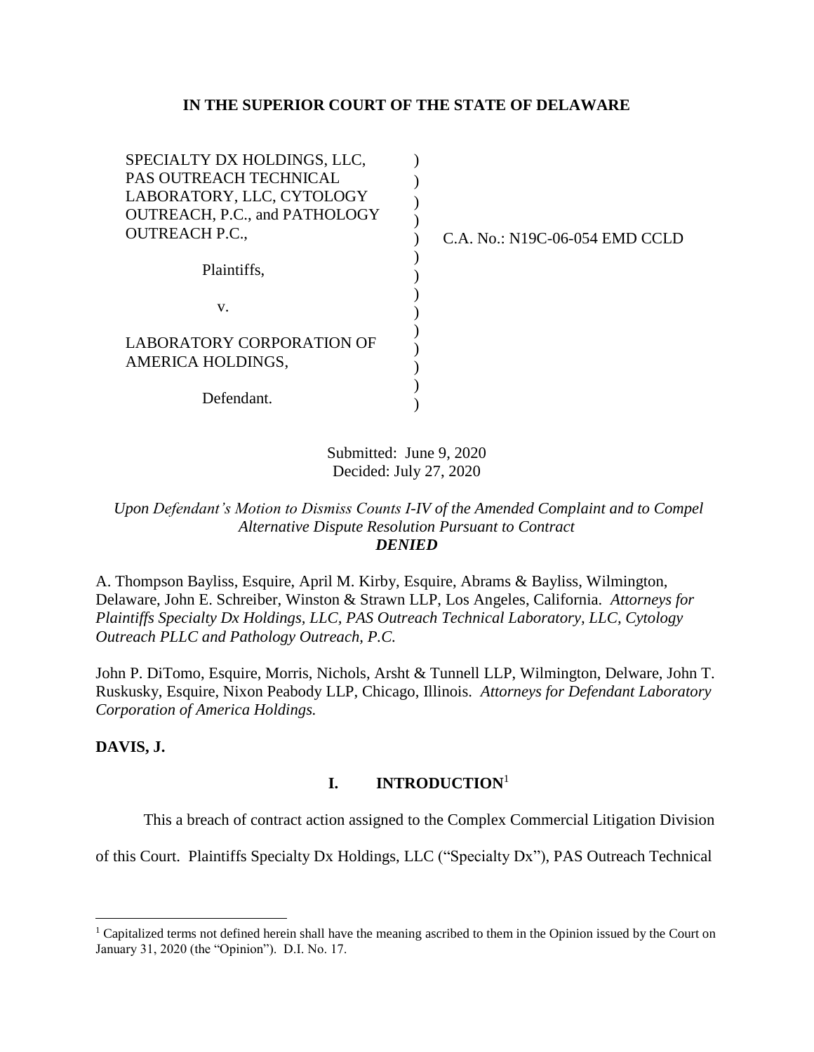**IN THE SUPERIOR COURT OF THE STATE OF DELAWARE**

SPECIALTY DX HOLDINGS, LLC, PAS OUTREACH TECHNICAL LABORATORY, LLC, CYTOLOGY OUTREACH, P.C., and PATHOLOGY OUTREACH P.C.,

Plaintiffs,

v.

LABORATORY CORPORATION OF AMERICA HOLDINGS,

Defendant.

C.A. No.: N19C-06-054 EMD CCLD

Submitted: June 9, 2020
Decided: July 27, 2020

*Upon Defendant's Motion to Dismiss Counts I-IV of the Amended Complaint and to Compel Alternative Dispute Resolution Pursuant to Contract*
***DENIED***

A. Thompson Bayliss, Esquire, April M. Kirby, Esquire, Abrams & Bayliss, Wilmington, Delaware, John E. Schreiber, Winston & Strawn LLP, Los Angeles, California. *Attorneys for Plaintiffs Specialty Dx Holdings, LLC, PAS Outreach Technical Laboratory, LLC, Cytology Outreach PLLC and Pathology Outreach, P.C.*

John P. DiTomo, Esquire, Morris, Nichols, Arsht & Tunnell LLP, Wilmington, Delware, John T. Ruskusky, Esquire, Nixon Peabody LLP, Chicago, Illinois. *Attorneys for Defendant Laboratory Corporation of America Holdings.*

**DAVIS, J.**

## I. INTRODUCTION[1]

This a breach of contract action assigned to the Complex Commercial Litigation Division of this Court. Plaintiffs Specialty Dx Holdings, LLC ("Specialty Dx"), PAS Outreach Technical

[1] Capitalized terms not defined herein shall have the meaning ascribed to them in the Opinion issued by the Court on January 31, 2020 (the "Opinion"). D.I. No. 17.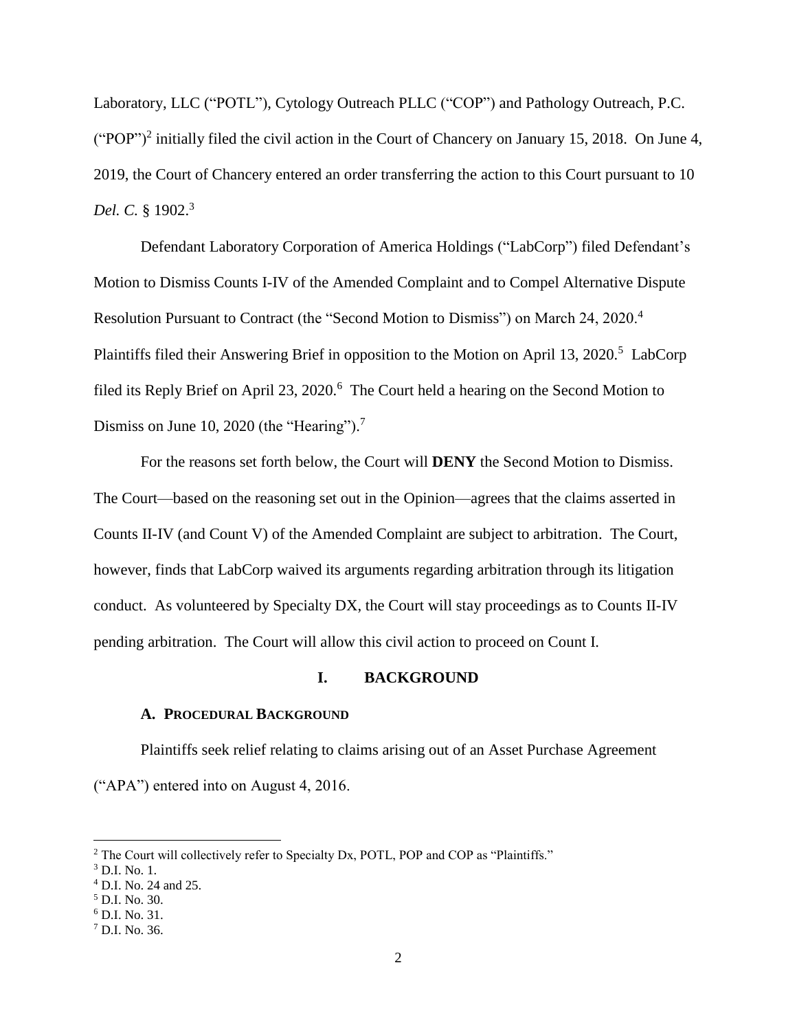Laboratory, LLC ("POTL"), Cytology Outreach PLLC ("COP") and Pathology Outreach, P.C. ("POP")[2] initially filed the civil action in the Court of Chancery on January 15, 2018. On June 4, 2019, the Court of Chancery entered an order transferring the action to this Court pursuant to 10 *Del. C.* § 1902.[3]

Defendant Laboratory Corporation of America Holdings ("LabCorp") filed Defendant's Motion to Dismiss Counts I-IV of the Amended Complaint and to Compel Alternative Dispute Resolution Pursuant to Contract (the "Second Motion to Dismiss") on March 24, 2020.[4] Plaintiffs filed their Answering Brief in opposition to the Motion on April 13, 2020.[5] LabCorp filed its Reply Brief on April 23, 2020.[6] The Court held a hearing on the Second Motion to Dismiss on June 10, 2020 (the "Hearing").[7]

For the reasons set forth below, the Court will **DENY** the Second Motion to Dismiss. The Court—based on the reasoning set out in the Opinion—agrees that the claims asserted in Counts II-IV (and Count V) of the Amended Complaint are subject to arbitration. The Court, however, finds that LabCorp waived its arguments regarding arbitration through its litigation conduct. As volunteered by Specialty DX, the Court will stay proceedings as to Counts II-IV pending arbitration. The Court will allow this civil action to proceed on Count I.

## I. BACKGROUND

### A. Procedural Background

Plaintiffs seek relief relating to claims arising out of an Asset Purchase Agreement ("APA") entered into on August 4, 2016.

---

[2] The Court will collectively refer to Specialty Dx, POTL, POP and COP as "Plaintiffs."

[3] D.I. No. 1.

[4] D.I. No. 24 and 25.

[5] D.I. No. 30.

[6] D.I. No. 31.

[7] D.I. No. 36.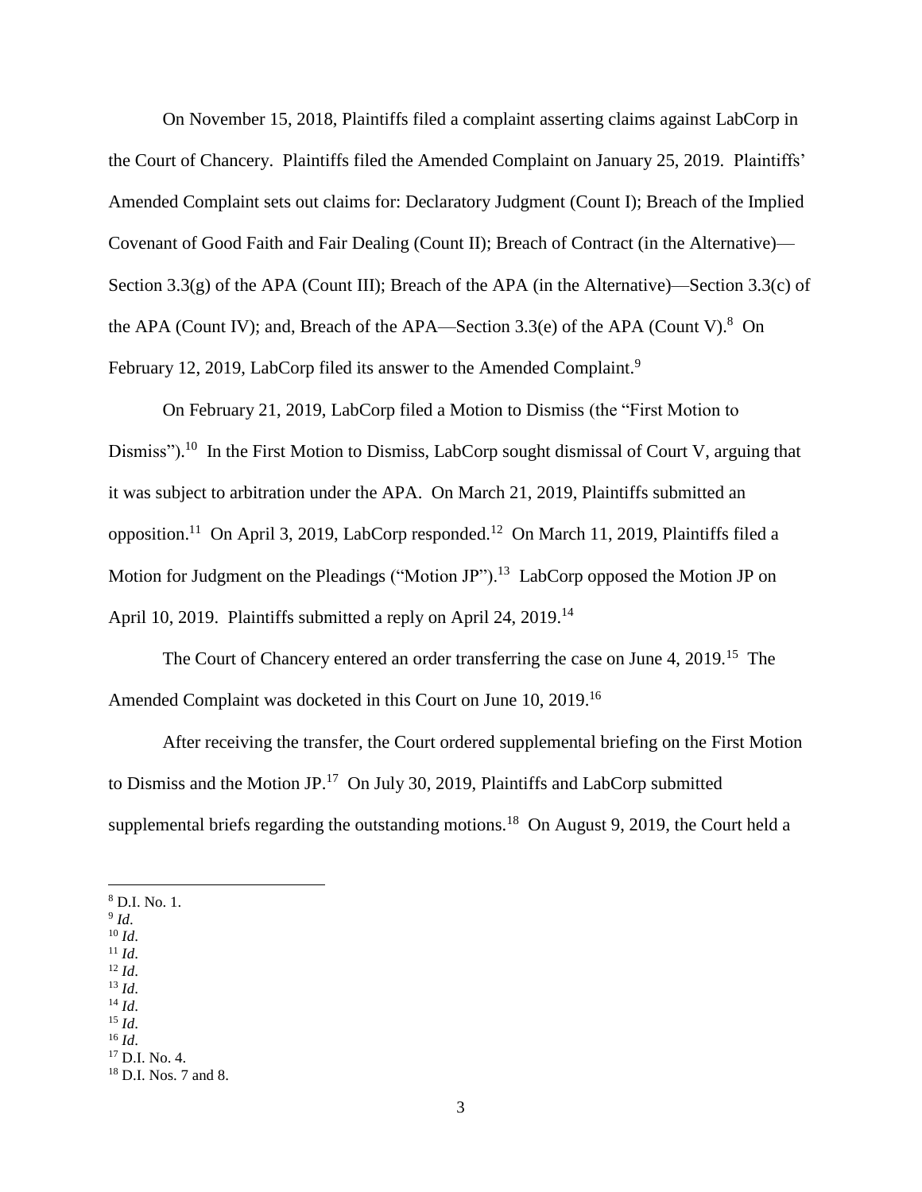On November 15, 2018, Plaintiffs filed a complaint asserting claims against LabCorp in the Court of Chancery. Plaintiffs filed the Amended Complaint on January 25, 2019. Plaintiffs' Amended Complaint sets out claims for: Declaratory Judgment (Count I); Breach of the Implied Covenant of Good Faith and Fair Dealing (Count II); Breach of Contract (in the Alternative)—Section 3.3(g) of the APA (Count III); Breach of the APA (in the Alternative)—Section 3.3(c) of the APA (Count IV); and, Breach of the APA—Section 3.3(e) of the APA (Count V).[8] On February 12, 2019, LabCorp filed its answer to the Amended Complaint.[9]

On February 21, 2019, LabCorp filed a Motion to Dismiss (the "First Motion to Dismiss").[10] In the First Motion to Dismiss, LabCorp sought dismissal of Court V, arguing that it was subject to arbitration under the APA. On March 21, 2019, Plaintiffs submitted an opposition.[11] On April 3, 2019, LabCorp responded.[12] On March 11, 2019, Plaintiffs filed a Motion for Judgment on the Pleadings ("Motion JP").[13] LabCorp opposed the Motion JP on April 10, 2019. Plaintiffs submitted a reply on April 24, 2019.[14]

The Court of Chancery entered an order transferring the case on June 4, 2019.[15] The Amended Complaint was docketed in this Court on June 10, 2019.[16]

After receiving the transfer, the Court ordered supplemental briefing on the First Motion to Dismiss and the Motion JP.[17] On July 30, 2019, Plaintiffs and LabCorp submitted supplemental briefs regarding the outstanding motions.[18] On August 9, 2019, the Court held a

---

[8] D.I. No. 1.
[9] *Id*.
[10] *Id*.
[11] *Id*.
[12] *Id*.
[13] *Id*.
[14] *Id*.
[15] *Id*.
[16] *Id*.
[17] D.I. No. 4.
[18] D.I. Nos. 7 and 8.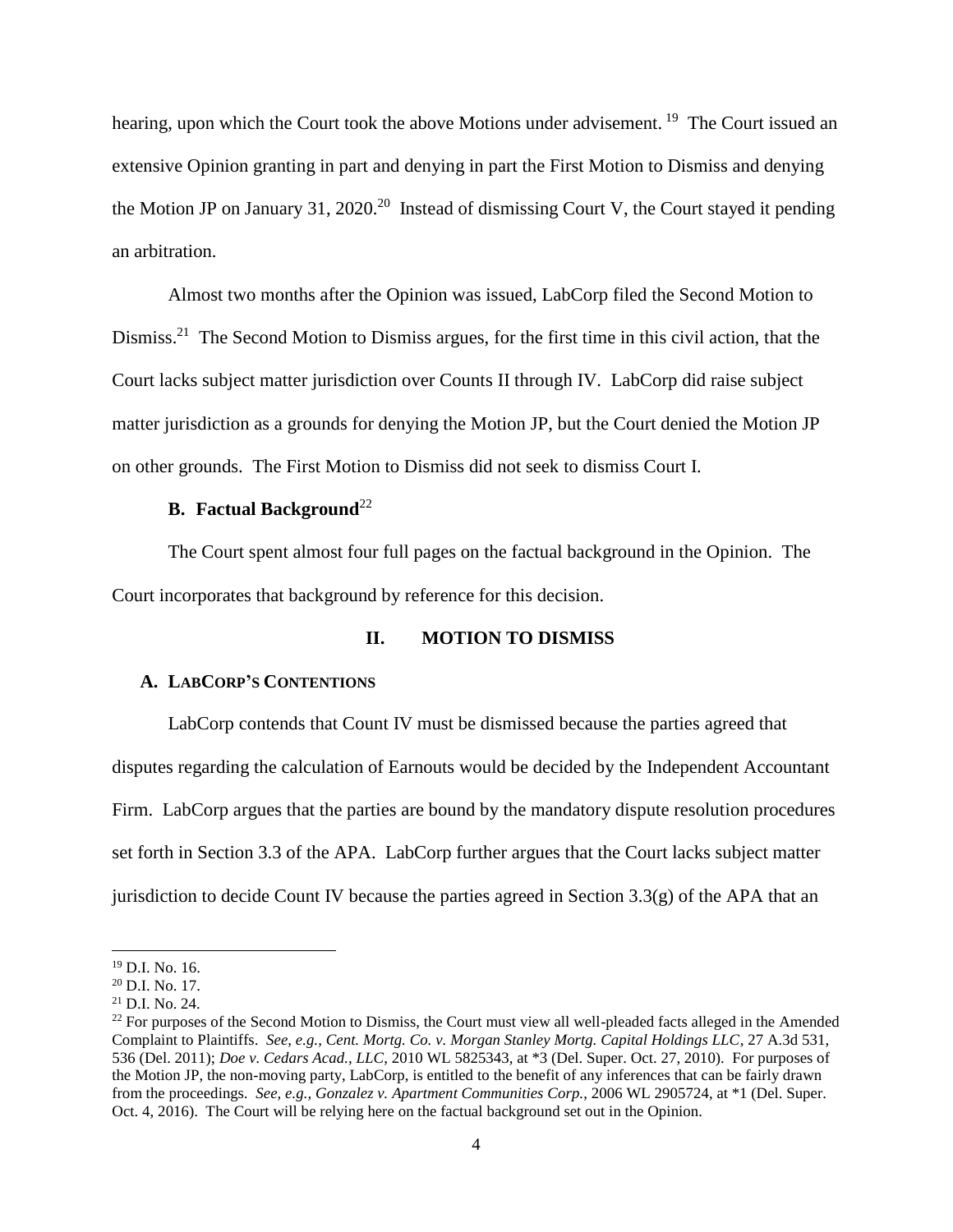hearing, upon which the Court took the above Motions under advisement.[19] The Court issued an extensive Opinion granting in part and denying in part the First Motion to Dismiss and denying the Motion JP on January 31, 2020.[20] Instead of dismissing Court V, the Court stayed it pending an arbitration.

Almost two months after the Opinion was issued, LabCorp filed the Second Motion to Dismiss.[21] The Second Motion to Dismiss argues, for the first time in this civil action, that the Court lacks subject matter jurisdiction over Counts II through IV. LabCorp did raise subject matter jurisdiction as a grounds for denying the Motion JP, but the Court denied the Motion JP on other grounds. The First Motion to Dismiss did not seek to dismiss Court I.

### B. Factual Background[22]

The Court spent almost four full pages on the factual background in the Opinion. The Court incorporates that background by reference for this decision.

## II. MOTION TO DISMISS

### A. LabCorp's Contentions

LabCorp contends that Count IV must be dismissed because the parties agreed that disputes regarding the calculation of Earnouts would be decided by the Independent Accountant Firm. LabCorp argues that the parties are bound by the mandatory dispute resolution procedures set forth in Section 3.3 of the APA. LabCorp further argues that the Court lacks subject matter jurisdiction to decide Count IV because the parties agreed in Section 3.3(g) of the APA that an

---

[19] D.I. No. 16.

[20] D.I. No. 17.

[21] D.I. No. 24.

[22] For purposes of the Second Motion to Dismiss, the Court must view all well-pleaded facts alleged in the Amended Complaint to Plaintiffs. *See, e.g., Cent. Mortg. Co. v. Morgan Stanley Mortg. Capital Holdings LLC*, 27 A.3d 531, 536 (Del. 2011); *Doe v. Cedars Acad., LLC*, 2010 WL 5825343, at *3 (Del. Super. Oct. 27, 2010). For purposes of the Motion JP, the non-moving party, LabCorp, is entitled to the benefit of any inferences that can be fairly drawn from the proceedings. *See, e.g., Gonzalez v. Apartment Communities Corp.*, 2006 WL 2905724, at *1 (Del. Super. Oct. 4, 2016). The Court will be relying here on the factual background set out in the Opinion.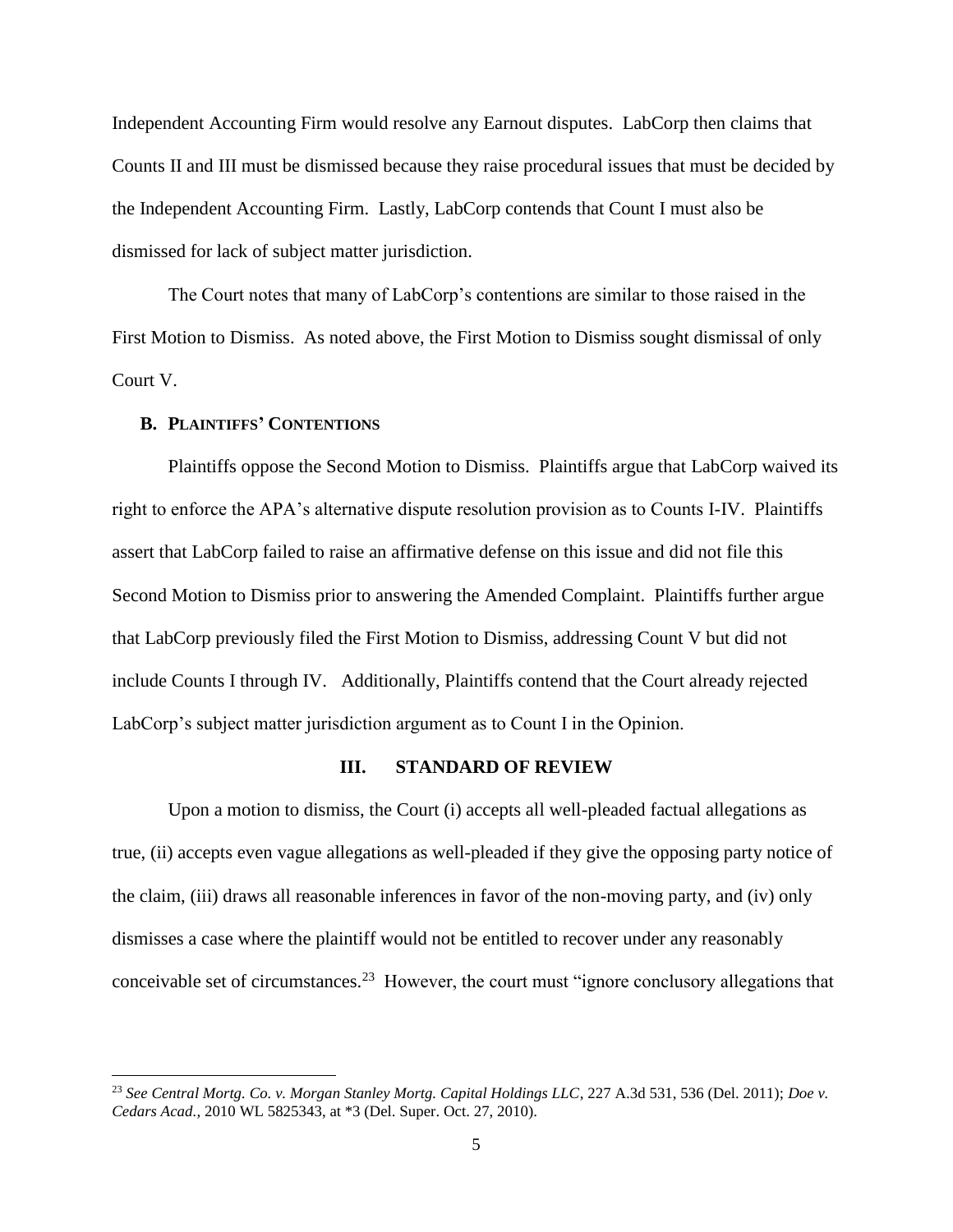Independent Accounting Firm would resolve any Earnout disputes. LabCorp then claims that Counts II and III must be dismissed because they raise procedural issues that must be decided by the Independent Accounting Firm. Lastly, LabCorp contends that Count I must also be dismissed for lack of subject matter jurisdiction.

The Court notes that many of LabCorp's contentions are similar to those raised in the First Motion to Dismiss. As noted above, the First Motion to Dismiss sought dismissal of only Court V.

### B. PLAINTIFFS' CONTENTIONS

Plaintiffs oppose the Second Motion to Dismiss. Plaintiffs argue that LabCorp waived its right to enforce the APA's alternative dispute resolution provision as to Counts I-IV. Plaintiffs assert that LabCorp failed to raise an affirmative defense on this issue and did not file this Second Motion to Dismiss prior to answering the Amended Complaint. Plaintiffs further argue that LabCorp previously filed the First Motion to Dismiss, addressing Count V but did not include Counts I through IV. Additionally, Plaintiffs contend that the Court already rejected LabCorp's subject matter jurisdiction argument as to Count I in the Opinion.

## III. STANDARD OF REVIEW

Upon a motion to dismiss, the Court (i) accepts all well-pleaded factual allegations as true, (ii) accepts even vague allegations as well-pleaded if they give the opposing party notice of the claim, (iii) draws all reasonable inferences in favor of the non-moving party, and (iv) only dismisses a case where the plaintiff would not be entitled to recover under any reasonably conceivable set of circumstances.[23] However, the court must "ignore conclusory allegations that

---

[23] *See Central Mortg. Co. v. Morgan Stanley Mortg. Capital Holdings LLC*, 227 A.3d 531, 536 (Del. 2011); *Doe v. Cedars Acad.*, 2010 WL 5825343, at *3 (Del. Super. Oct. 27, 2010).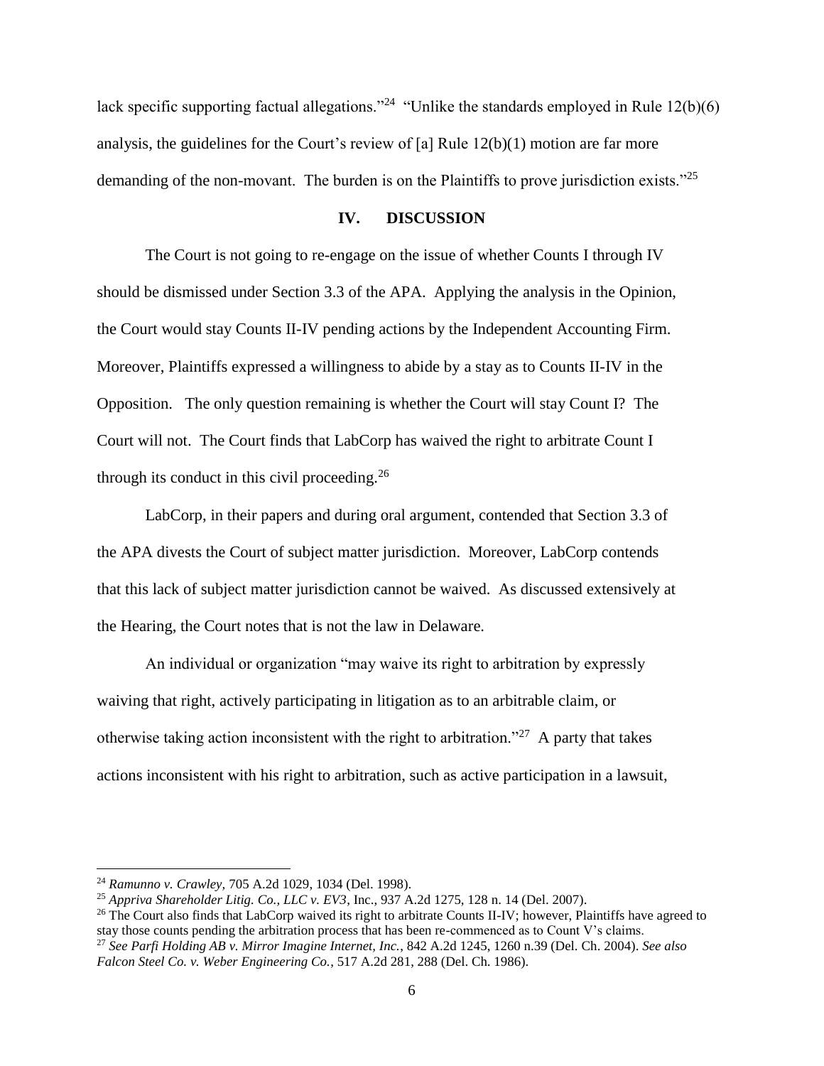lack specific supporting factual allegations."[24] "Unlike the standards employed in Rule 12(b)(6) analysis, the guidelines for the Court's review of [a] Rule 12(b)(1) motion are far more demanding of the non-movant. The burden is on the Plaintiffs to prove jurisdiction exists."[25]

## IV. DISCUSSION

The Court is not going to re-engage on the issue of whether Counts I through IV should be dismissed under Section 3.3 of the APA. Applying the analysis in the Opinion, the Court would stay Counts II-IV pending actions by the Independent Accounting Firm. Moreover, Plaintiffs expressed a willingness to abide by a stay as to Counts II-IV in the Opposition. The only question remaining is whether the Court will stay Count I? The Court will not. The Court finds that LabCorp has waived the right to arbitrate Count I through its conduct in this civil proceeding.[26]

LabCorp, in their papers and during oral argument, contended that Section 3.3 of the APA divests the Court of subject matter jurisdiction. Moreover, LabCorp contends that this lack of subject matter jurisdiction cannot be waived. As discussed extensively at the Hearing, the Court notes that is not the law in Delaware.

An individual or organization "may waive its right to arbitration by expressly waiving that right, actively participating in litigation as to an arbitrable claim, or otherwise taking action inconsistent with the right to arbitration."[27] A party that takes actions inconsistent with his right to arbitration, such as active participation in a lawsuit,

---

[24] *Ramunno v. Crawley*, 705 A.2d 1029, 1034 (Del. 1998).

[25] *Appriva Shareholder Litig. Co., LLC v. EV3*, Inc., 937 A.2d 1275, 128 n. 14 (Del. 2007).

[26] The Court also finds that LabCorp waived its right to arbitrate Counts II-IV; however, Plaintiffs have agreed to stay those counts pending the arbitration process that has been re-commenced as to Count V's claims.

[27] *See Parfi Holding AB v. Mirror Imagine Internet, Inc.*, 842 A.2d 1245, 1260 n.39 (Del. Ch. 2004). *See also Falcon Steel Co. v. Weber Engineering Co.*, 517 A.2d 281, 288 (Del. Ch. 1986).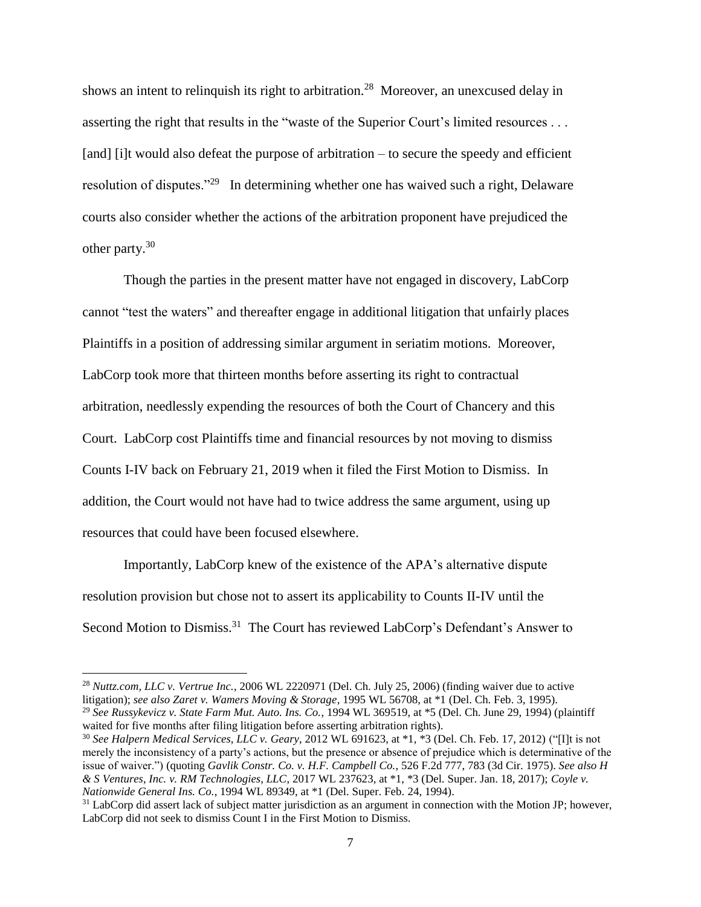shows an intent to relinquish its right to arbitration.[28] Moreover, an unexcused delay in asserting the right that results in the "waste of the Superior Court's limited resources . . . [and] [i]t would also defeat the purpose of arbitration – to secure the speedy and efficient resolution of disputes."[29] In determining whether one has waived such a right, Delaware courts also consider whether the actions of the arbitration proponent have prejudiced the other party.[30]

Though the parties in the present matter have not engaged in discovery, LabCorp cannot "test the waters" and thereafter engage in additional litigation that unfairly places Plaintiffs in a position of addressing similar argument in seriatim motions. Moreover, LabCorp took more that thirteen months before asserting its right to contractual arbitration, needlessly expending the resources of both the Court of Chancery and this Court. LabCorp cost Plaintiffs time and financial resources by not moving to dismiss Counts I-IV back on February 21, 2019 when it filed the First Motion to Dismiss. In addition, the Court would not have had to twice address the same argument, using up resources that could have been focused elsewhere.

Importantly, LabCorp knew of the existence of the APA's alternative dispute resolution provision but chose not to assert its applicability to Counts II-IV until the Second Motion to Dismiss.[31] The Court has reviewed LabCorp's Defendant's Answer to

---

[28] *Nuttz.com, LLC v. Vertrue Inc.*, 2006 WL 2220971 (Del. Ch. July 25, 2006) (finding waiver due to active litigation); *see also Zaret v. Wamers Moving & Storage*, 1995 WL 56708, at *1 (Del. Ch. Feb. 3, 1995).

[29] *See Russykevicz v. State Farm Mut. Auto. Ins. Co.*, 1994 WL 369519, at *5 (Del. Ch. June 29, 1994) (plaintiff waited for five months after filing litigation before asserting arbitration rights).

[30] *See Halpern Medical Services, LLC v. Geary*, 2012 WL 691623, at *1, *3 (Del. Ch. Feb. 17, 2012) ("[I]t is not merely the inconsistency of a party's actions, but the presence or absence of prejudice which is determinative of the issue of waiver.") (quoting *Gavlik Constr. Co. v. H.F. Campbell Co.*, 526 F.2d 777, 783 (3d Cir. 1975). *See also H & S Ventures, Inc. v. RM Technologies, LLC*, 2017 WL 237623, at *1, *3 (Del. Super. Jan. 18, 2017); *Coyle v. Nationwide General Ins. Co.*, 1994 WL 89349, at *1 (Del. Super. Feb. 24, 1994).

[31] LabCorp did assert lack of subject matter jurisdiction as an argument in connection with the Motion JP; however, LabCorp did not seek to dismiss Count I in the First Motion to Dismiss.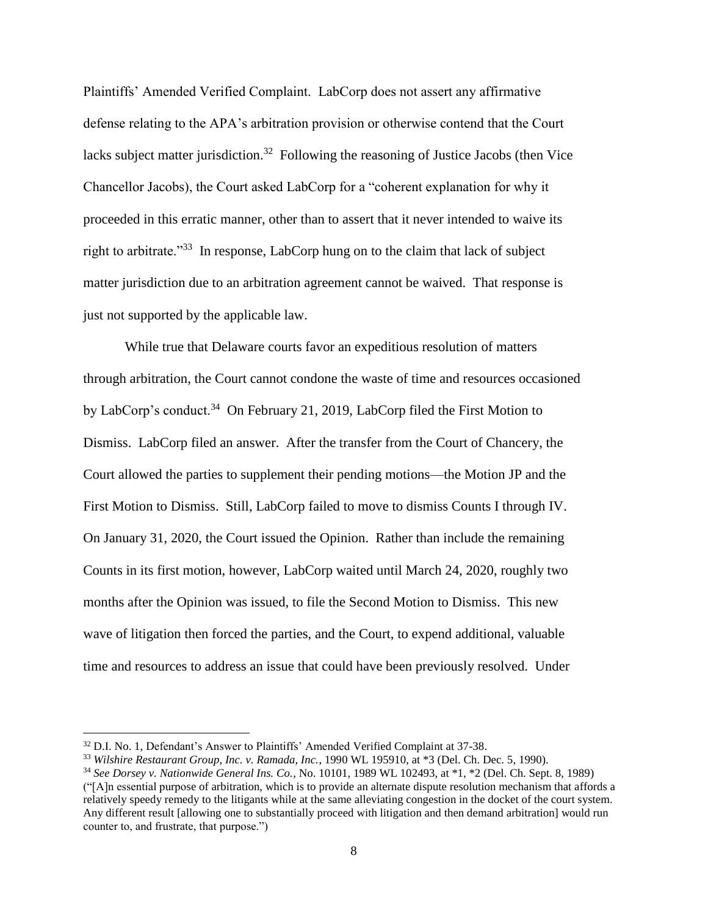Plaintiffs' Amended Verified Complaint. LabCorp does not assert any affirmative defense relating to the APA's arbitration provision or otherwise contend that the Court lacks subject matter jurisdiction.[32] Following the reasoning of Justice Jacobs (then Vice Chancellor Jacobs), the Court asked LabCorp for a "coherent explanation for why it proceeded in this erratic manner, other than to assert that it never intended to waive its right to arbitrate."[33] In response, LabCorp hung on to the claim that lack of subject matter jurisdiction due to an arbitration agreement cannot be waived. That response is just not supported by the applicable law.

While true that Delaware courts favor an expeditious resolution of matters through arbitration, the Court cannot condone the waste of time and resources occasioned by LabCorp's conduct.[34] On February 21, 2019, LabCorp filed the First Motion to Dismiss. LabCorp filed an answer. After the transfer from the Court of Chancery, the Court allowed the parties to supplement their pending motions—the Motion JP and the First Motion to Dismiss. Still, LabCorp failed to move to dismiss Counts I through IV. On January 31, 2020, the Court issued the Opinion. Rather than include the remaining Counts in its first motion, however, LabCorp waited until March 24, 2020, roughly two months after the Opinion was issued, to file the Second Motion to Dismiss. This new wave of litigation then forced the parties, and the Court, to expend additional, valuable time and resources to address an issue that could have been previously resolved. Under

---

[32] D.I. No. 1, Defendant's Answer to Plaintiffs' Amended Verified Complaint at 37-38.

[33] *Wilshire Restaurant Group, Inc. v. Ramada, Inc.*, 1990 WL 195910, at *3 (Del. Ch. Dec. 5, 1990).

[34] *See Dorsey v. Nationwide General Ins. Co.*, No. 10101, 1989 WL 102493, at *1, *2 (Del. Ch. Sept. 8, 1989) ("[A]n essential purpose of arbitration, which is to provide an alternate dispute resolution mechanism that affords a relatively speedy remedy to the litigants while at the same alleviating congestion in the docket of the court system. Any different result [allowing one to substantially proceed with litigation and then demand arbitration] would run counter to, and frustrate, that purpose.")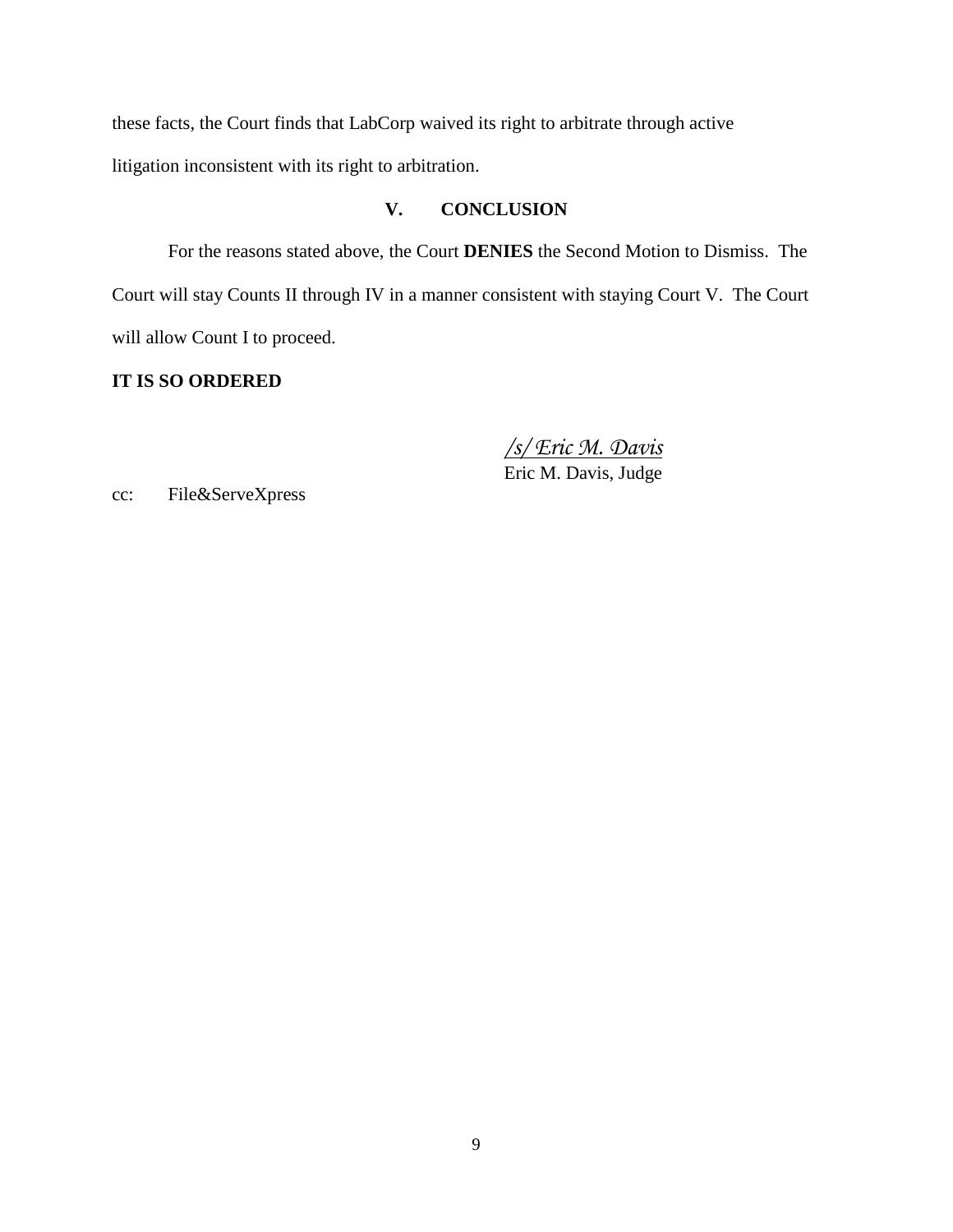these facts, the Court finds that LabCorp waived its right to arbitrate through active litigation inconsistent with its right to arbitration.

## V. CONCLUSION

For the reasons stated above, the Court **DENIES** the Second Motion to Dismiss. The Court will stay Counts II through IV in a manner consistent with staying Court V. The Court will allow Count I to proceed.

**IT IS SO ORDERED**

*/s/ Eric M. Davis*
Eric M. Davis, Judge

cc: File&ServeXpress